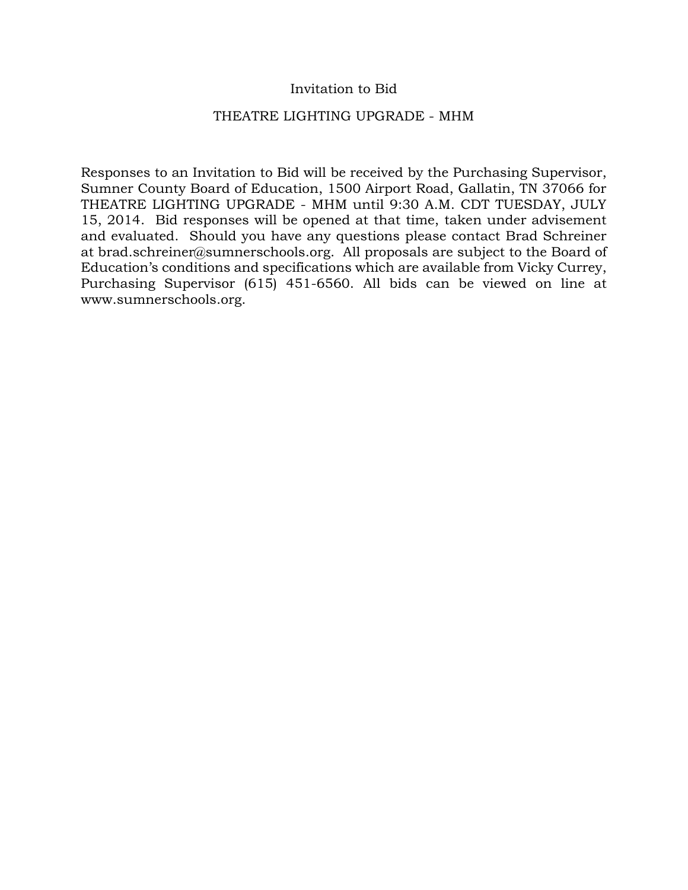# Invitation to Bid

## THEATRE LIGHTING UPGRADE - MHM

Responses to an Invitation to Bid will be received by the Purchasing Supervisor, Sumner County Board of Education, 1500 Airport Road, Gallatin, TN 37066 for THEATRE LIGHTING UPGRADE - MHM until 9:30 A.M. CDT TUESDAY, JULY 15, 2014. Bid responses will be opened at that time, taken under advisement and evaluated. Should you have any questions please contact Brad Schreiner at brad.schreiner@sumnerschools.org. All proposals are subject to the Board of Education's conditions and specifications which are available from Vicky Currey, Purchasing Supervisor (615) 451-6560. All bids can be viewed on line at www.sumnerschools.org.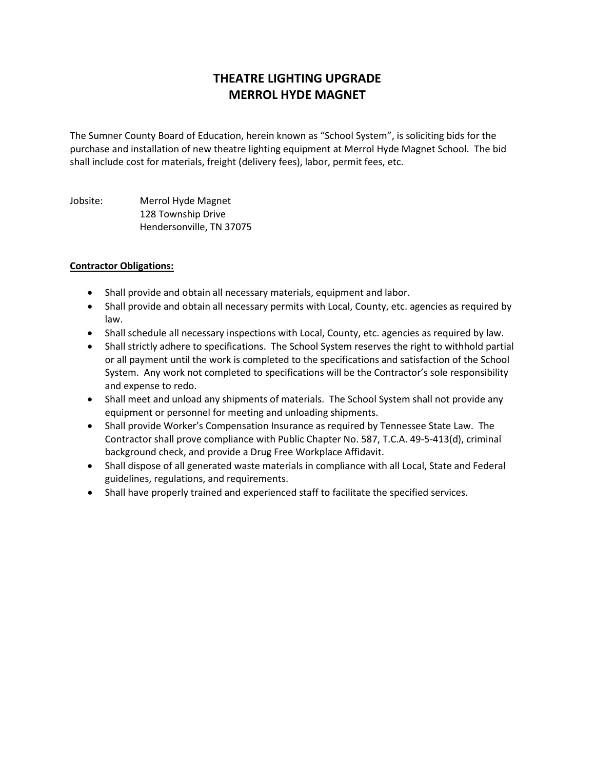# THEATRE LIGHTING UPGRADE
# MERROL HYDE MAGNET

The Sumner County Board of Education, herein known as "School System", is soliciting bids for the purchase and installation of new theatre lighting equipment at Merrol Hyde Magnet School. The bid shall include cost for materials, freight (delivery fees), labor, permit fees, etc.

Jobsite: Merrol Hyde Magnet
128 Township Drive
Hendersonville, TN 37075

**Contractor Obligations:**

- Shall provide and obtain all necessary materials, equipment and labor.
- Shall provide and obtain all necessary permits with Local, County, etc. agencies as required by law.
- Shall schedule all necessary inspections with Local, County, etc. agencies as required by law.
- Shall strictly adhere to specifications. The School System reserves the right to withhold partial or all payment until the work is completed to the specifications and satisfaction of the School System. Any work not completed to specifications will be the Contractor's sole responsibility and expense to redo.
- Shall meet and unload any shipments of materials. The School System shall not provide any equipment or personnel for meeting and unloading shipments.
- Shall provide Worker's Compensation Insurance as required by Tennessee State Law. The Contractor shall prove compliance with Public Chapter No. 587, T.C.A. 49-5-413(d), criminal background check, and provide a Drug Free Workplace Affidavit.
- Shall dispose of all generated waste materials in compliance with all Local, State and Federal guidelines, regulations, and requirements.
- Shall have properly trained and experienced staff to facilitate the specified services.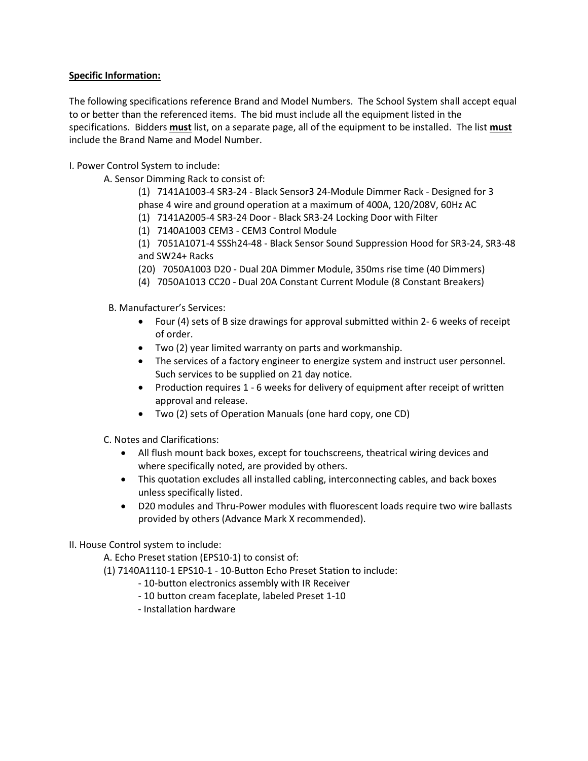**Specific Information:**

The following specifications reference Brand and Model Numbers. The School System shall accept equal to or better than the referenced items. The bid must include all the equipment listed in the specifications. Bidders **must** list, on a separate page, all of the equipment to be installed. The list **must** include the Brand Name and Model Number.

I. Power Control System to include:

A. Sensor Dimming Rack to consist of:

(1) 7141A1003-4 SR3-24 - Black Sensor3 24-Module Dimmer Rack - Designed for 3 phase 4 wire and ground operation at a maximum of 400A, 120/208V, 60Hz AC

(1) 7141A2005-4 SR3-24 Door - Black SR3-24 Locking Door with Filter

(1) 7140A1003 CEM3 - CEM3 Control Module

(1) 7051A1071-4 SSSh24-48 - Black Sensor Sound Suppression Hood for SR3-24, SR3-48 and SW24+ Racks

(20) 7050A1003 D20 - Dual 20A Dimmer Module, 350ms rise time (40 Dimmers)

(4) 7050A1013 CC20 - Dual 20A Constant Current Module (8 Constant Breakers)

B. Manufacturer's Services:

- Four (4) sets of B size drawings for approval submitted within 2- 6 weeks of receipt of order.
- Two (2) year limited warranty on parts and workmanship.
- The services of a factory engineer to energize system and instruct user personnel. Such services to be supplied on 21 day notice.
- Production requires 1 - 6 weeks for delivery of equipment after receipt of written approval and release.
- Two (2) sets of Operation Manuals (one hard copy, one CD)

C. Notes and Clarifications:

- All flush mount back boxes, except for touchscreens, theatrical wiring devices and where specifically noted, are provided by others.
- This quotation excludes all installed cabling, interconnecting cables, and back boxes unless specifically listed.
- D20 modules and Thru-Power modules with fluorescent loads require two wire ballasts provided by others (Advance Mark X recommended).

II. House Control system to include:

A. Echo Preset station (EPS10-1) to consist of:

(1) 7140A1110-1 EPS10-1 - 10-Button Echo Preset Station to include:

- 10-button electronics assembly with IR Receiver
- 10 button cream faceplate, labeled Preset 1-10
- Installation hardware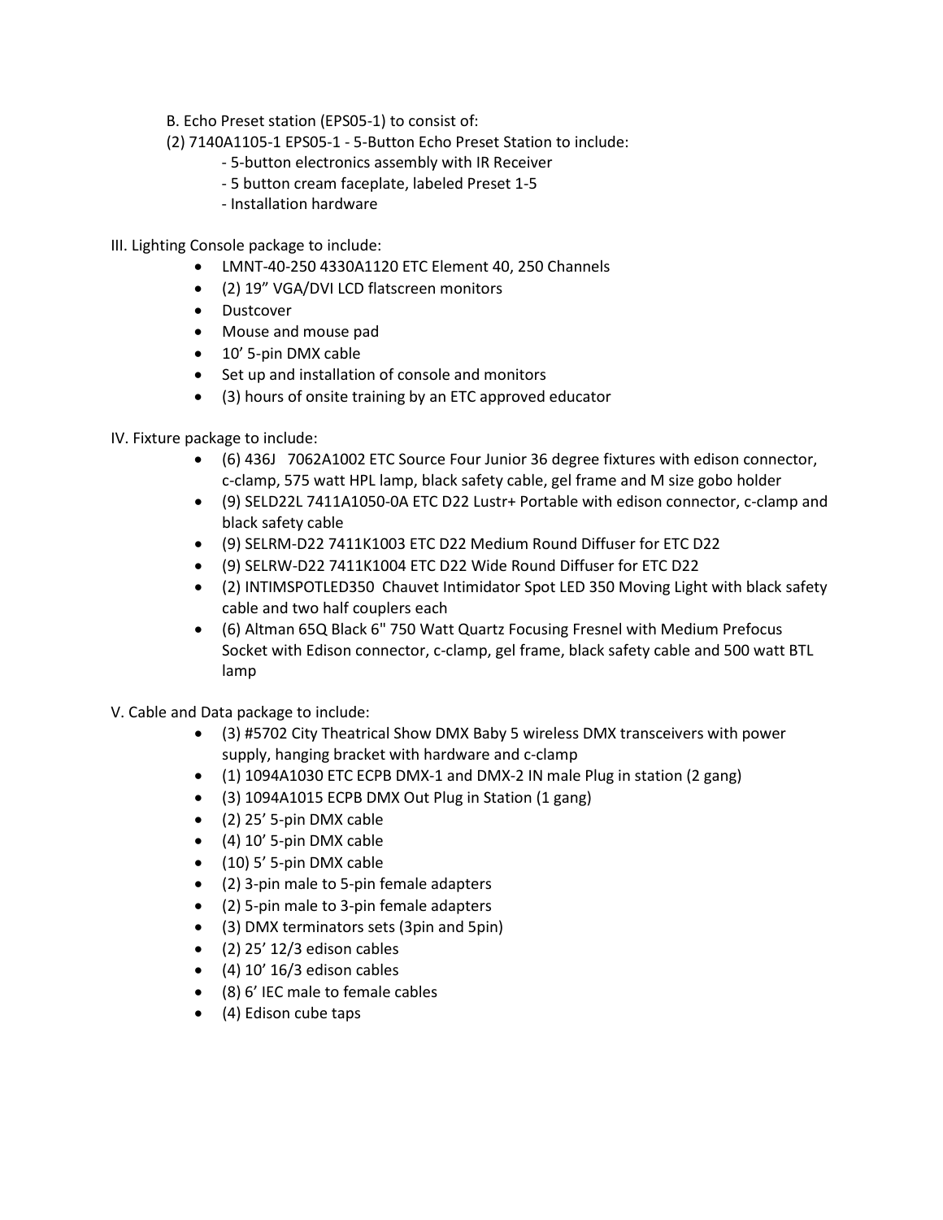B. Echo Preset station (EPS05-1) to consist of:

(2) 7140A1105-1 EPS05-1 - 5-Button Echo Preset Station to include:

- 5-button electronics assembly with IR Receiver
- 5 button cream faceplate, labeled Preset 1-5
- Installation hardware

III. Lighting Console package to include:

- LMNT-40-250 4330A1120 ETC Element 40, 250 Channels
- (2) 19" VGA/DVI LCD flatscreen monitors
- Dustcover
- Mouse and mouse pad
- 10' 5-pin DMX cable
- Set up and installation of console and monitors
- (3) hours of onsite training by an ETC approved educator

IV. Fixture package to include:

- (6) 436J 7062A1002 ETC Source Four Junior 36 degree fixtures with edison connector, c-clamp, 575 watt HPL lamp, black safety cable, gel frame and M size gobo holder
- (9) SELD22L 7411A1050-0A ETC D22 Lustr+ Portable with edison connector, c-clamp and black safety cable
- (9) SELRM-D22 7411K1003 ETC D22 Medium Round Diffuser for ETC D22
- (9) SELRW-D22 7411K1004 ETC D22 Wide Round Diffuser for ETC D22
- (2) INTIMSPOTLED350 Chauvet Intimidator Spot LED 350 Moving Light with black safety cable and two half couplers each
- (6) Altman 65Q Black 6" 750 Watt Quartz Focusing Fresnel with Medium Prefocus Socket with Edison connector, c-clamp, gel frame, black safety cable and 500 watt BTL lamp

V. Cable and Data package to include:

- (3) #5702 City Theatrical Show DMX Baby 5 wireless DMX transceivers with power supply, hanging bracket with hardware and c-clamp
- (1) 1094A1030 ETC ECPB DMX-1 and DMX-2 IN male Plug in station (2 gang)
- (3) 1094A1015 ECPB DMX Out Plug in Station (1 gang)
- (2) 25' 5-pin DMX cable
- (4) 10' 5-pin DMX cable
- (10) 5' 5-pin DMX cable
- (2) 3-pin male to 5-pin female adapters
- (2) 5-pin male to 3-pin female adapters
- (3) DMX terminators sets (3pin and 5pin)
- (2) 25' 12/3 edison cables
- (4) 10' 16/3 edison cables
- (8) 6' IEC male to female cables
- (4) Edison cube taps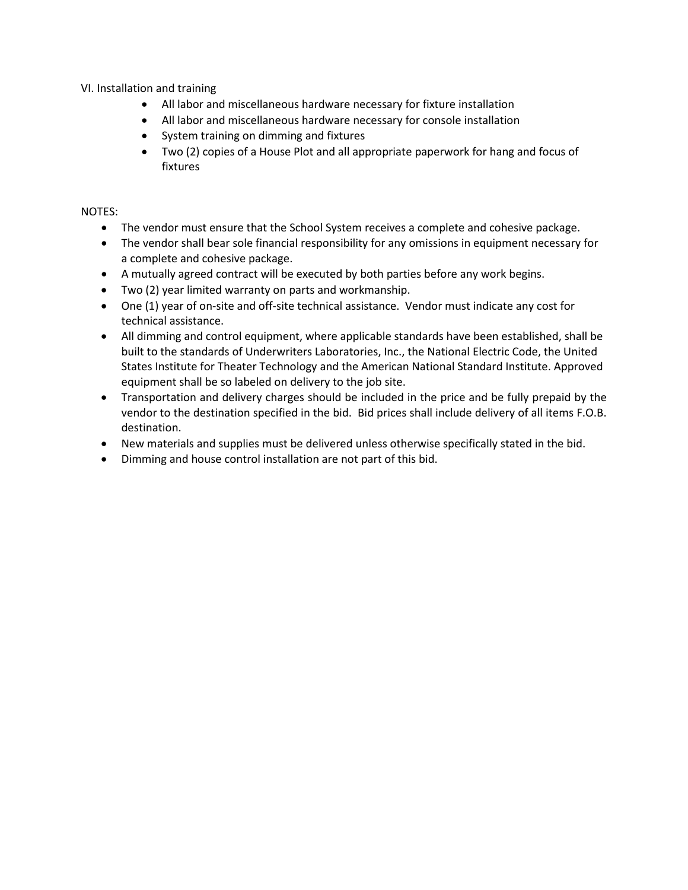VI. Installation and training

- All labor and miscellaneous hardware necessary for fixture installation
- All labor and miscellaneous hardware necessary for console installation
- System training on dimming and fixtures
- Two (2) copies of a House Plot and all appropriate paperwork for hang and focus of fixtures

NOTES:

- The vendor must ensure that the School System receives a complete and cohesive package.
- The vendor shall bear sole financial responsibility for any omissions in equipment necessary for a complete and cohesive package.
- A mutually agreed contract will be executed by both parties before any work begins.
- Two (2) year limited warranty on parts and workmanship.
- One (1) year of on-site and off-site technical assistance. Vendor must indicate any cost for technical assistance.
- All dimming and control equipment, where applicable standards have been established, shall be built to the standards of Underwriters Laboratories, Inc., the National Electric Code, the United States Institute for Theater Technology and the American National Standard Institute. Approved equipment shall be so labeled on delivery to the job site.
- Transportation and delivery charges should be included in the price and be fully prepaid by the vendor to the destination specified in the bid. Bid prices shall include delivery of all items F.O.B. destination.
- New materials and supplies must be delivered unless otherwise specifically stated in the bid.
- Dimming and house control installation are not part of this bid.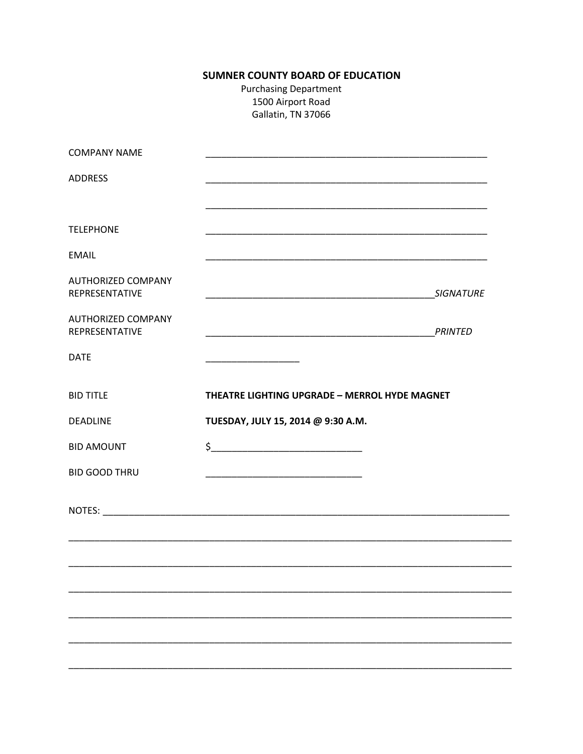**SUMNER COUNTY BOARD OF EDUCATION**

Purchasing Department
1500 Airport Road
Gallatin, TN 37066

COMPANY NAME ______________________________________________________

ADDRESS ______________________________________________________

______________________________________________________

TELEPHONE ______________________________________________________

EMAIL ______________________________________________________

AUTHORIZED COMPANY REPRESENTATIVE ____________________________________________ *SIGNATURE*

AUTHORIZED COMPANY REPRESENTATIVE ____________________________________________ *PRINTED*

DATE __________________

BID TITLE **THEATRE LIGHTING UPGRADE – MERROL HYDE MAGNET**

DEADLINE **TUESDAY, JULY 15, 2014 @ 9:30 A.M.**

BID AMOUNT $_____________________________

BID GOOD THRU ______________________________

NOTES: ________________________________________________________________________________

________________________________________________________________________________________

________________________________________________________________________________________

________________________________________________________________________________________

________________________________________________________________________________________

________________________________________________________________________________________

________________________________________________________________________________________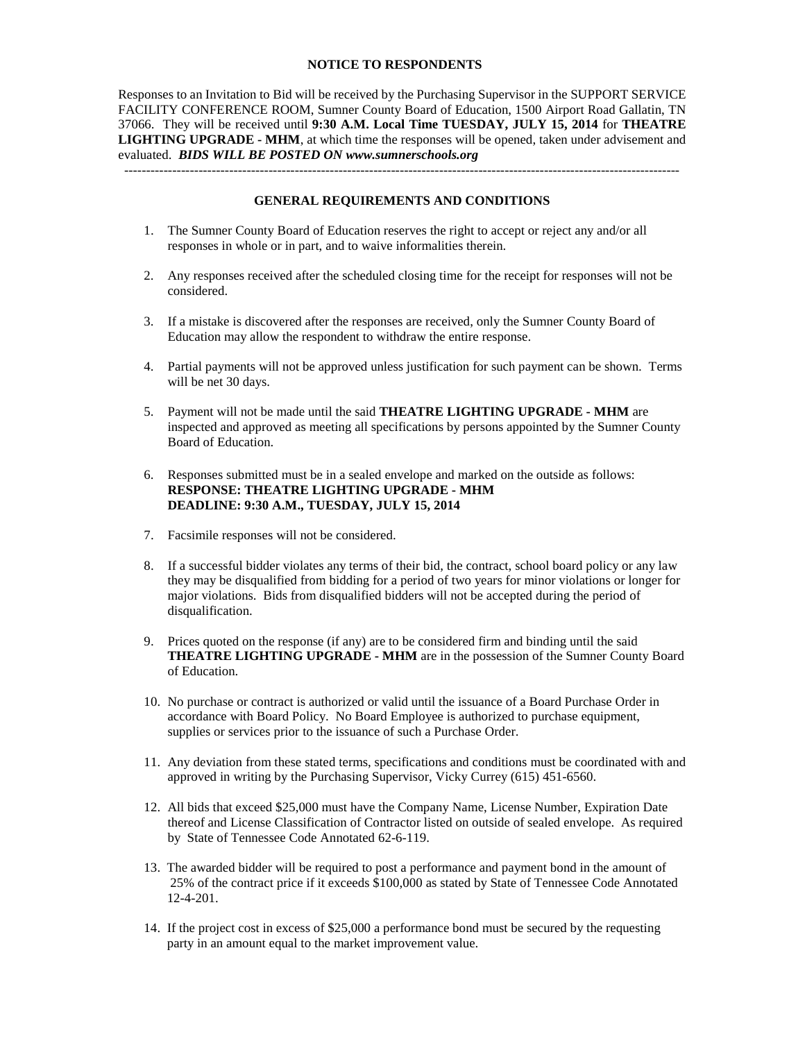**NOTICE TO RESPONDENTS**

Responses to an Invitation to Bid will be received by the Purchasing Supervisor in the SUPPORT SERVICE FACILITY CONFERENCE ROOM, Sumner County Board of Education, 1500 Airport Road Gallatin, TN 37066. They will be received until **9:30 A.M. Local Time TUESDAY, JULY 15, 2014** for **THEATRE LIGHTING UPGRADE - MHM**, at which time the responses will be opened, taken under advisement and evaluated. ***BIDS WILL BE POSTED ON www.sumnerschools.org***

---

**GENERAL REQUIREMENTS AND CONDITIONS**

1. The Sumner County Board of Education reserves the right to accept or reject any and/or all responses in whole or in part, and to waive informalities therein.

2. Any responses received after the scheduled closing time for the receipt for responses will not be considered.

3. If a mistake is discovered after the responses are received, only the Sumner County Board of Education may allow the respondent to withdraw the entire response.

4. Partial payments will not be approved unless justification for such payment can be shown. Terms will be net 30 days.

5. Payment will not be made until the said **THEATRE LIGHTING UPGRADE - MHM** are inspected and approved as meeting all specifications by persons appointed by the Sumner County Board of Education.

6. Responses submitted must be in a sealed envelope and marked on the outside as follows:
   **RESPONSE: THEATRE LIGHTING UPGRADE - MHM**
   **DEADLINE: 9:30 A.M., TUESDAY, JULY 15, 2014**

7. Facsimile responses will not be considered.

8. If a successful bidder violates any terms of their bid, the contract, school board policy or any law they may be disqualified from bidding for a period of two years for minor violations or longer for major violations. Bids from disqualified bidders will not be accepted during the period of disqualification.

9. Prices quoted on the response (if any) are to be considered firm and binding until the said **THEATRE LIGHTING UPGRADE - MHM** are in the possession of the Sumner County Board of Education.

10. No purchase or contract is authorized or valid until the issuance of a Board Purchase Order in accordance with Board Policy. No Board Employee is authorized to purchase equipment, supplies or services prior to the issuance of such a Purchase Order.

11. Any deviation from these stated terms, specifications and conditions must be coordinated with and approved in writing by the Purchasing Supervisor, Vicky Currey (615) 451-6560.

12. All bids that exceed $25,000 must have the Company Name, License Number, Expiration Date thereof and License Classification of Contractor listed on outside of sealed envelope. As required by State of Tennessee Code Annotated 62-6-119.

13. The awarded bidder will be required to post a performance and payment bond in the amount of 25% of the contract price if it exceeds $100,000 as stated by State of Tennessee Code Annotated 12-4-201.

14. If the project cost in excess of $25,000 a performance bond must be secured by the requesting party in an amount equal to the market improvement value.